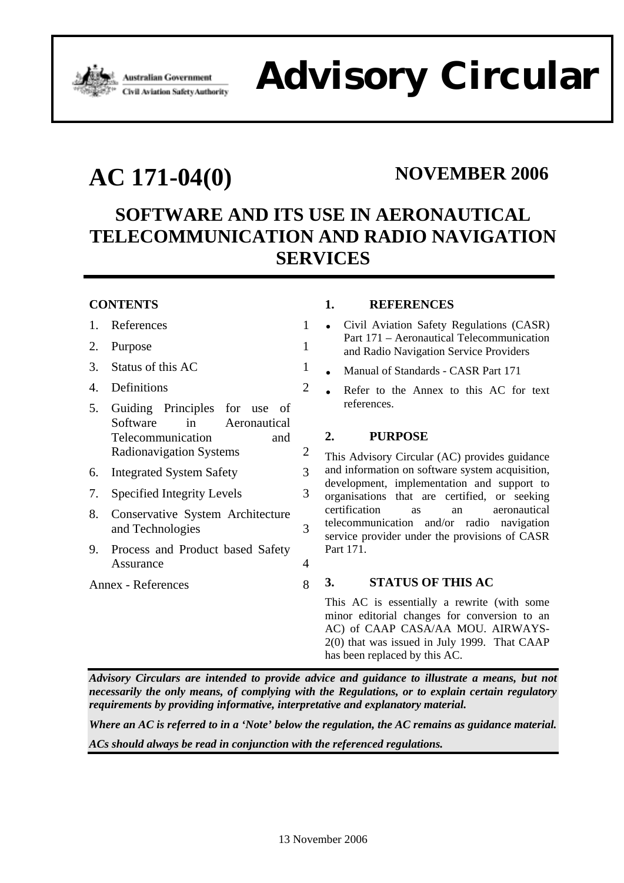Australian Government
Civil Aviation Safety Authority

# Advisory Circular

# AC 171-04(0)

## NOVEMBER 2006

## SOFTWARE AND ITS USE IN AERONAUTICAL TELECOMMUNICATION AND RADIO NAVIGATION SERVICES

**CONTENTS**

| | | |
|---|---|---|
| 1. | References | 1 |
| 2. | Purpose | 1 |
| 3. | Status of this AC | 1 |
| 4. | Definitions | 2 |
| 5. | Guiding Principles for use of Software in Aeronautical Telecommunication and Radionavigation Systems | 2 |
| 6. | Integrated System Safety | 3 |
| 7. | Specified Integrity Levels | 3 |
| 8. | Conservative System Architecture and Technologies | 3 |
| 9. | Process and Product based Safety Assurance | 4 |
| | Annex - References | 8 |

### 1. REFERENCES

- Civil Aviation Safety Regulations (CASR) Part 171 – Aeronautical Telecommunication and Radio Navigation Service Providers
- Manual of Standards - CASR Part 171
- Refer to the Annex to this AC for text references.

### 2. PURPOSE

This Advisory Circular (AC) provides guidance and information on software system acquisition, development, implementation and support to organisations that are certified, or seeking certification as an aeronautical telecommunication and/or radio navigation service provider under the provisions of CASR Part 171.

### 3. STATUS OF THIS AC

This AC is essentially a rewrite (with some minor editorial changes for conversion to an AC) of CAAP CASA/AA MOU. AIRWAYS-2(0) that was issued in July 1999. That CAAP has been replaced by this AC.

***Advisory Circulars are intended to provide advice and guidance to illustrate a means, but not necessarily the only means, of complying with the Regulations, or to explain certain regulatory requirements by providing informative, interpretative and explanatory material.***

***Where an AC is referred to in a 'Note' below the regulation, the AC remains as guidance material.***

***ACs should always be read in conjunction with the referenced regulations.***

13 November 2006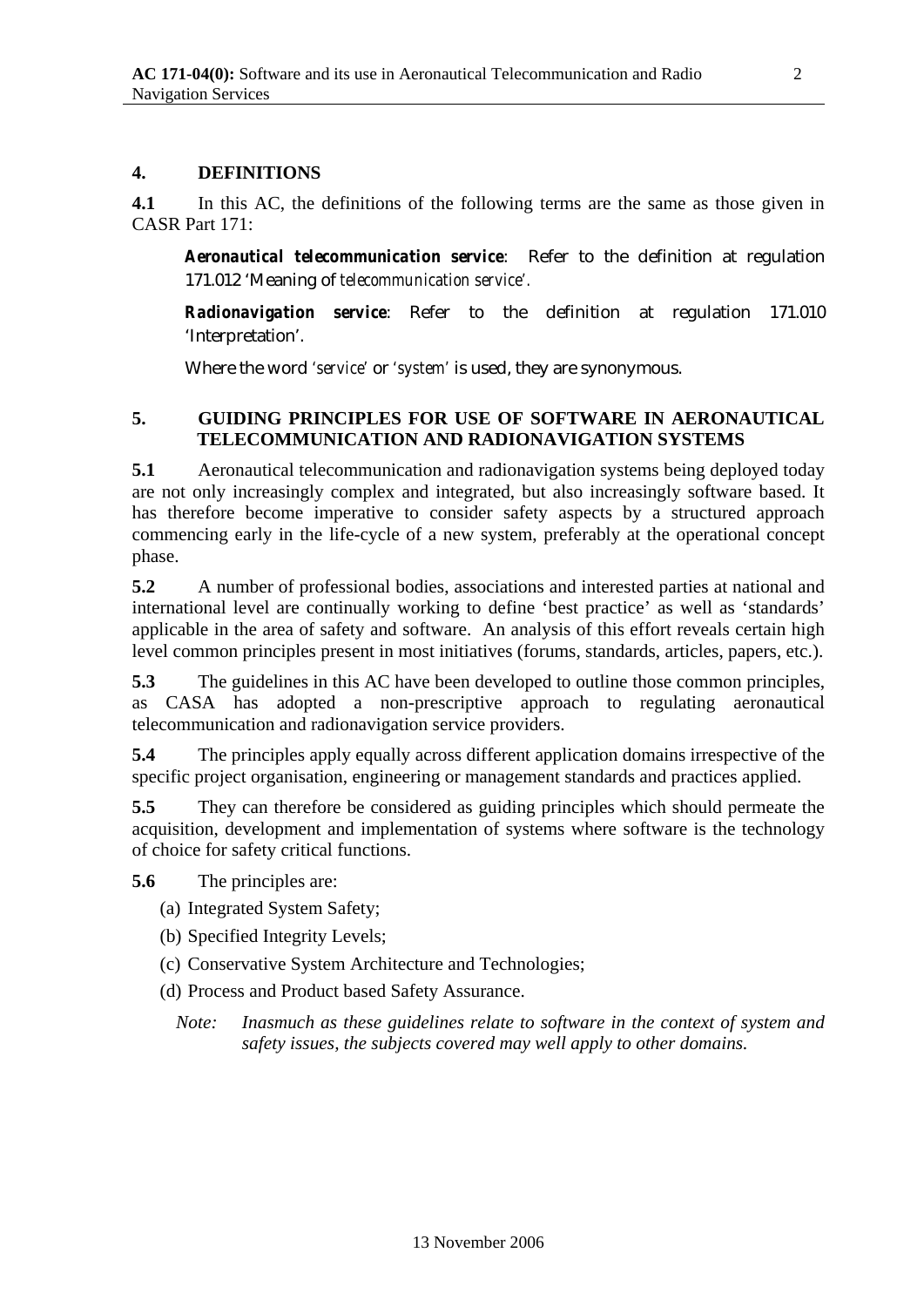## 4. DEFINITIONS

**4.1** In this AC, the definitions of the following terms are the same as those given in CASR Part 171:

> ***Aeronautical telecommunication service***: Refer to the definition at regulation 171.012 'Meaning of *telecommunication service*'.
>
> ***Radionavigation service***: Refer to the definition at regulation 171.010 'Interpretation'.
>
> Where the word '*service*' or '*system*' is used, they are synonymous.

## 5. GUIDING PRINCIPLES FOR USE OF SOFTWARE IN AERONAUTICAL TELECOMMUNICATION AND RADIONAVIGATION SYSTEMS

**5.1** Aeronautical telecommunication and radionavigation systems being deployed today are not only increasingly complex and integrated, but also increasingly software based. It has therefore become imperative to consider safety aspects by a structured approach commencing early in the life-cycle of a new system, preferably at the operational concept phase.

**5.2** A number of professional bodies, associations and interested parties at national and international level are continually working to define 'best practice' as well as 'standards' applicable in the area of safety and software. An analysis of this effort reveals certain high level common principles present in most initiatives (forums, standards, articles, papers, etc.).

**5.3** The guidelines in this AC have been developed to outline those common principles, as CASA has adopted a non-prescriptive approach to regulating aeronautical telecommunication and radionavigation service providers.

**5.4** The principles apply equally across different application domains irrespective of the specific project organisation, engineering or management standards and practices applied.

**5.5** They can therefore be considered as guiding principles which should permeate the acquisition, development and implementation of systems where software is the technology of choice for safety critical functions.

**5.6** The principles are:

(a) Integrated System Safety;

(b) Specified Integrity Levels;

(c) Conservative System Architecture and Technologies;

(d) Process and Product based Safety Assurance.

> *Note: Inasmuch as these guidelines relate to software in the context of system and safety issues, the subjects covered may well apply to other domains.*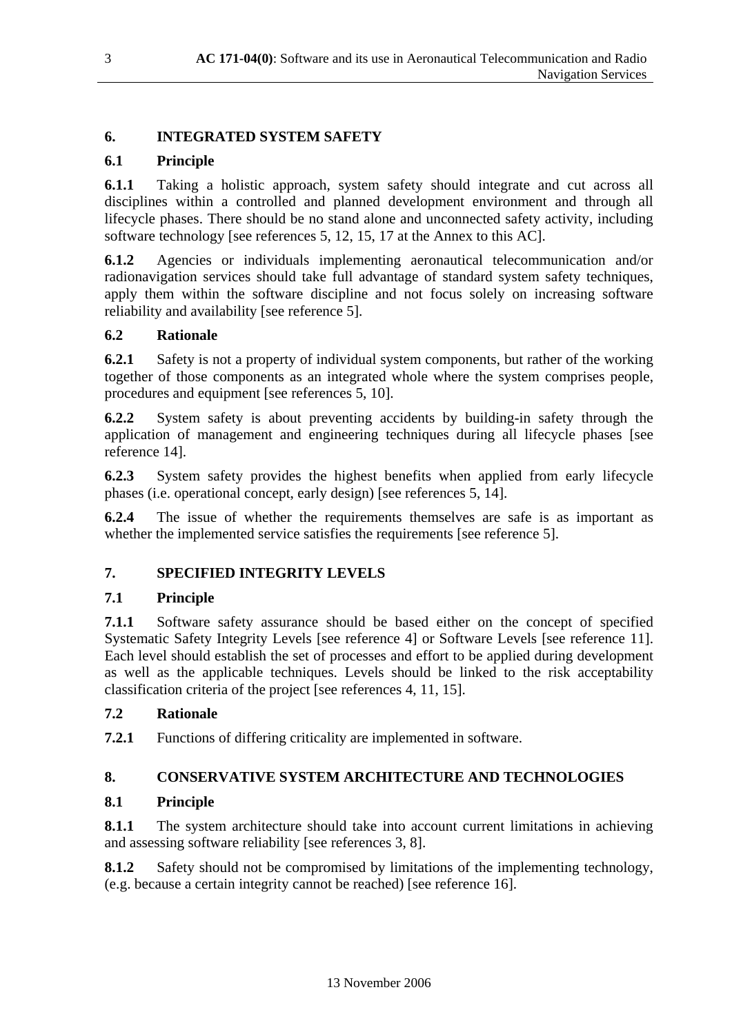## 6. INTEGRATED SYSTEM SAFETY

### 6.1 Principle

**6.1.1** Taking a holistic approach, system safety should integrate and cut across all disciplines within a controlled and planned development environment and through all lifecycle phases. There should be no stand alone and unconnected safety activity, including software technology [see references 5, 12, 15, 17 at the Annex to this AC].

**6.1.2** Agencies or individuals implementing aeronautical telecommunication and/or radionavigation services should take full advantage of standard system safety techniques, apply them within the software discipline and not focus solely on increasing software reliability and availability [see reference 5].

### 6.2 Rationale

**6.2.1** Safety is not a property of individual system components, but rather of the working together of those components as an integrated whole where the system comprises people, procedures and equipment [see references 5, 10].

**6.2.2** System safety is about preventing accidents by building-in safety through the application of management and engineering techniques during all lifecycle phases [see reference 14].

**6.2.3** System safety provides the highest benefits when applied from early lifecycle phases (i.e. operational concept, early design) [see references 5, 14].

**6.2.4** The issue of whether the requirements themselves are safe is as important as whether the implemented service satisfies the requirements [see reference 5].

## 7. SPECIFIED INTEGRITY LEVELS

### 7.1 Principle

**7.1.1** Software safety assurance should be based either on the concept of specified Systematic Safety Integrity Levels [see reference 4] or Software Levels [see reference 11]. Each level should establish the set of processes and effort to be applied during development as well as the applicable techniques. Levels should be linked to the risk acceptability classification criteria of the project [see references 4, 11, 15].

### 7.2 Rationale

**7.2.1** Functions of differing criticality are implemented in software.

## 8. CONSERVATIVE SYSTEM ARCHITECTURE AND TECHNOLOGIES

### 8.1 Principle

**8.1.1** The system architecture should take into account current limitations in achieving and assessing software reliability [see references 3, 8].

**8.1.2** Safety should not be compromised by limitations of the implementing technology, (e.g. because a certain integrity cannot be reached) [see reference 16].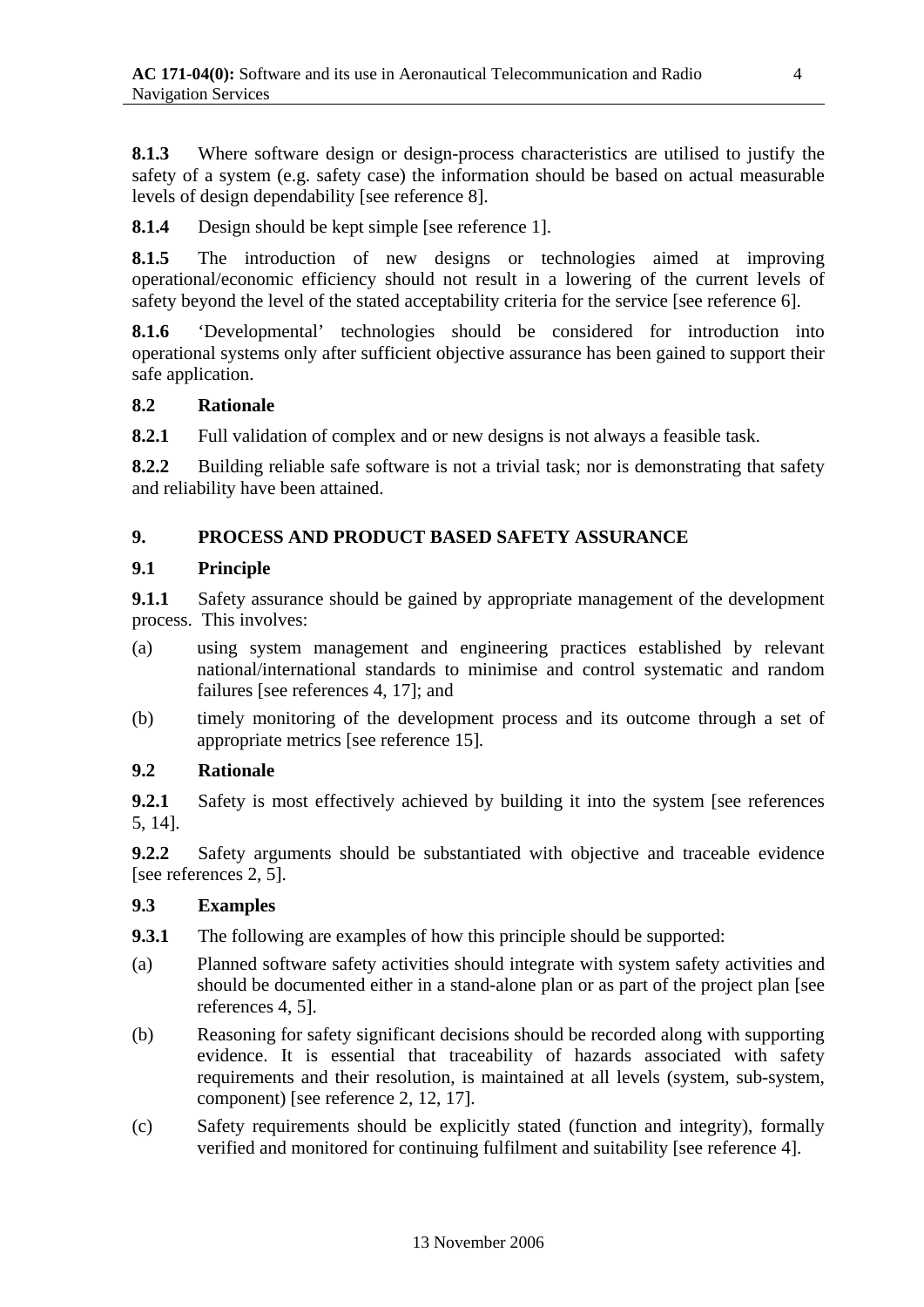**8.1.3** Where software design or design-process characteristics are utilised to justify the safety of a system (e.g. safety case) the information should be based on actual measurable levels of design dependability [see reference 8].

**8.1.4** Design should be kept simple [see reference 1].

**8.1.5** The introduction of new designs or technologies aimed at improving operational/economic efficiency should not result in a lowering of the current levels of safety beyond the level of the stated acceptability criteria for the service [see reference 6].

**8.1.6** 'Developmental' technologies should be considered for introduction into operational systems only after sufficient objective assurance has been gained to support their safe application.

### 8.2 Rationale

**8.2.1** Full validation of complex and or new designs is not always a feasible task.

**8.2.2** Building reliable safe software is not a trivial task; nor is demonstrating that safety and reliability have been attained.

## 9. PROCESS AND PRODUCT BASED SAFETY ASSURANCE

### 9.1 Principle

**9.1.1** Safety assurance should be gained by appropriate management of the development process. This involves:

(a) using system management and engineering practices established by relevant national/international standards to minimise and control systematic and random failures [see references 4, 17]; and

(b) timely monitoring of the development process and its outcome through a set of appropriate metrics [see reference 15].

### 9.2 Rationale

**9.2.1** Safety is most effectively achieved by building it into the system [see references 5, 14].

**9.2.2** Safety arguments should be substantiated with objective and traceable evidence [see references 2, 5].

### 9.3 Examples

**9.3.1** The following are examples of how this principle should be supported:

(a) Planned software safety activities should integrate with system safety activities and should be documented either in a stand-alone plan or as part of the project plan [see references 4, 5].

(b) Reasoning for safety significant decisions should be recorded along with supporting evidence. It is essential that traceability of hazards associated with safety requirements and their resolution, is maintained at all levels (system, sub-system, component) [see reference 2, 12, 17].

(c) Safety requirements should be explicitly stated (function and integrity), formally verified and monitored for continuing fulfilment and suitability [see reference 4].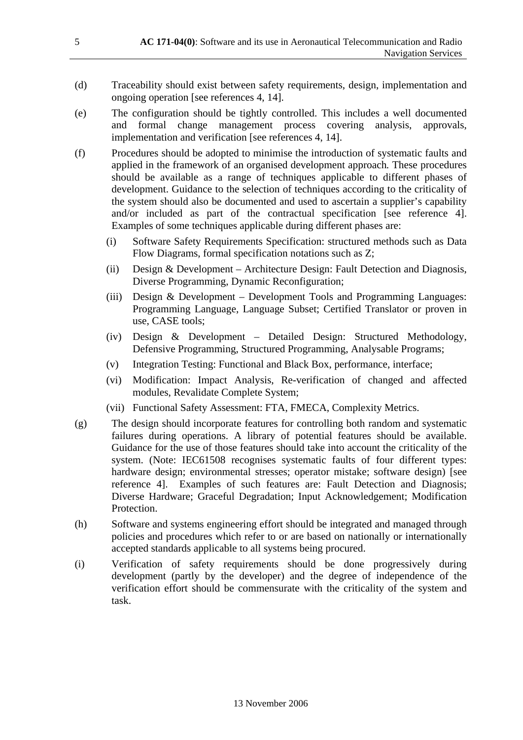(d) Traceability should exist between safety requirements, design, implementation and ongoing operation [see references 4, 14].

(e) The configuration should be tightly controlled. This includes a well documented and formal change management process covering analysis, approvals, implementation and verification [see references 4, 14].

(f) Procedures should be adopted to minimise the introduction of systematic faults and applied in the framework of an organised development approach. These procedures should be available as a range of techniques applicable to different phases of development. Guidance to the selection of techniques according to the criticality of the system should also be documented and used to ascertain a supplier's capability and/or included as part of the contractual specification [see reference 4]. Examples of some techniques applicable during different phases are:

   (i) Software Safety Requirements Specification: structured methods such as Data Flow Diagrams, formal specification notations such as Z;

   (ii) Design & Development – Architecture Design: Fault Detection and Diagnosis, Diverse Programming, Dynamic Reconfiguration;

   (iii) Design & Development – Development Tools and Programming Languages: Programming Language, Language Subset; Certified Translator or proven in use, CASE tools;

   (iv) Design & Development – Detailed Design: Structured Methodology, Defensive Programming, Structured Programming, Analysable Programs;

   (v) Integration Testing: Functional and Black Box, performance, interface;

   (vi) Modification: Impact Analysis, Re-verification of changed and affected modules, Revalidate Complete System;

   (vii) Functional Safety Assessment: FTA, FMECA, Complexity Metrics.

(g) The design should incorporate features for controlling both random and systematic failures during operations. A library of potential features should be available. Guidance for the use of those features should take into account the criticality of the system. (Note: IEC61508 recognises systematic faults of four different types: hardware design; environmental stresses; operator mistake; software design) [see reference 4]. Examples of such features are: Fault Detection and Diagnosis; Diverse Hardware; Graceful Degradation; Input Acknowledgement; Modification Protection.

(h) Software and systems engineering effort should be integrated and managed through policies and procedures which refer to or are based on nationally or internationally accepted standards applicable to all systems being procured.

(i) Verification of safety requirements should be done progressively during development (partly by the developer) and the degree of independence of the verification effort should be commensurate with the criticality of the system and task.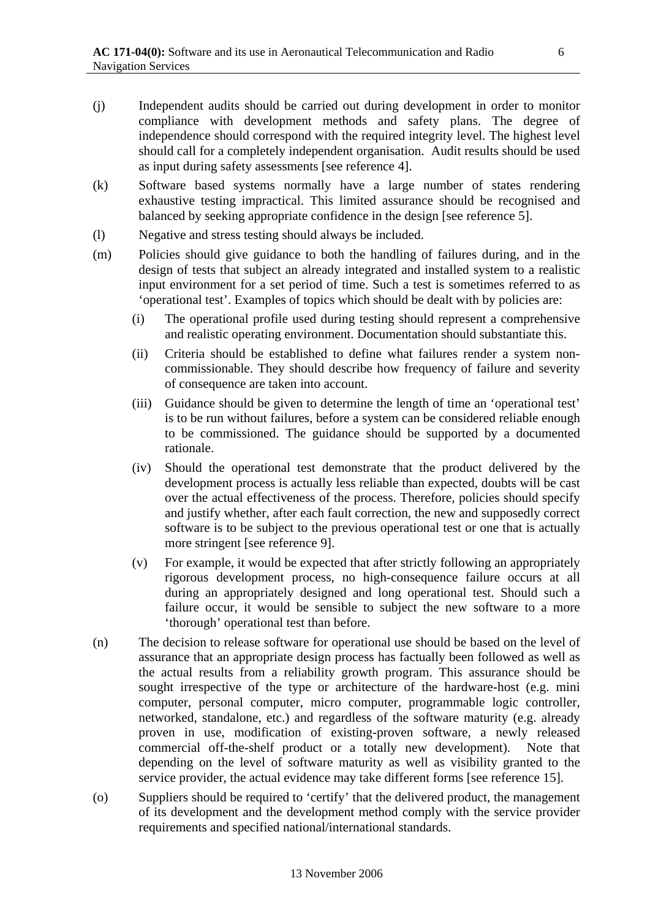(j) Independent audits should be carried out during development in order to monitor compliance with development methods and safety plans. The degree of independence should correspond with the required integrity level. The highest level should call for a completely independent organisation. Audit results should be used as input during safety assessments [see reference 4].

(k) Software based systems normally have a large number of states rendering exhaustive testing impractical. This limited assurance should be recognised and balanced by seeking appropriate confidence in the design [see reference 5].

(l) Negative and stress testing should always be included.

(m) Policies should give guidance to both the handling of failures during, and in the design of tests that subject an already integrated and installed system to a realistic input environment for a set period of time. Such a test is sometimes referred to as 'operational test'. Examples of topics which should be dealt with by policies are:

  (i) The operational profile used during testing should represent a comprehensive and realistic operating environment. Documentation should substantiate this.

  (ii) Criteria should be established to define what failures render a system non-commissionable. They should describe how frequency of failure and severity of consequence are taken into account.

  (iii) Guidance should be given to determine the length of time an 'operational test' is to be run without failures, before a system can be considered reliable enough to be commissioned. The guidance should be supported by a documented rationale.

  (iv) Should the operational test demonstrate that the product delivered by the development process is actually less reliable than expected, doubts will be cast over the actual effectiveness of the process. Therefore, policies should specify and justify whether, after each fault correction, the new and supposedly correct software is to be subject to the previous operational test or one that is actually more stringent [see reference 9].

  (v) For example, it would be expected that after strictly following an appropriately rigorous development process, no high-consequence failure occurs at all during an appropriately designed and long operational test. Should such a failure occur, it would be sensible to subject the new software to a more 'thorough' operational test than before.

(n) The decision to release software for operational use should be based on the level of assurance that an appropriate design process has factually been followed as well as the actual results from a reliability growth program. This assurance should be sought irrespective of the type or architecture of the hardware-host (e.g. mini computer, personal computer, micro computer, programmable logic controller, networked, standalone, etc.) and regardless of the software maturity (e.g. already proven in use, modification of existing-proven software, a newly released commercial off-the-shelf product or a totally new development). Note that depending on the level of software maturity as well as visibility granted to the service provider, the actual evidence may take different forms [see reference 15].

(o) Suppliers should be required to 'certify' that the delivered product, the management of its development and the development method comply with the service provider requirements and specified national/international standards.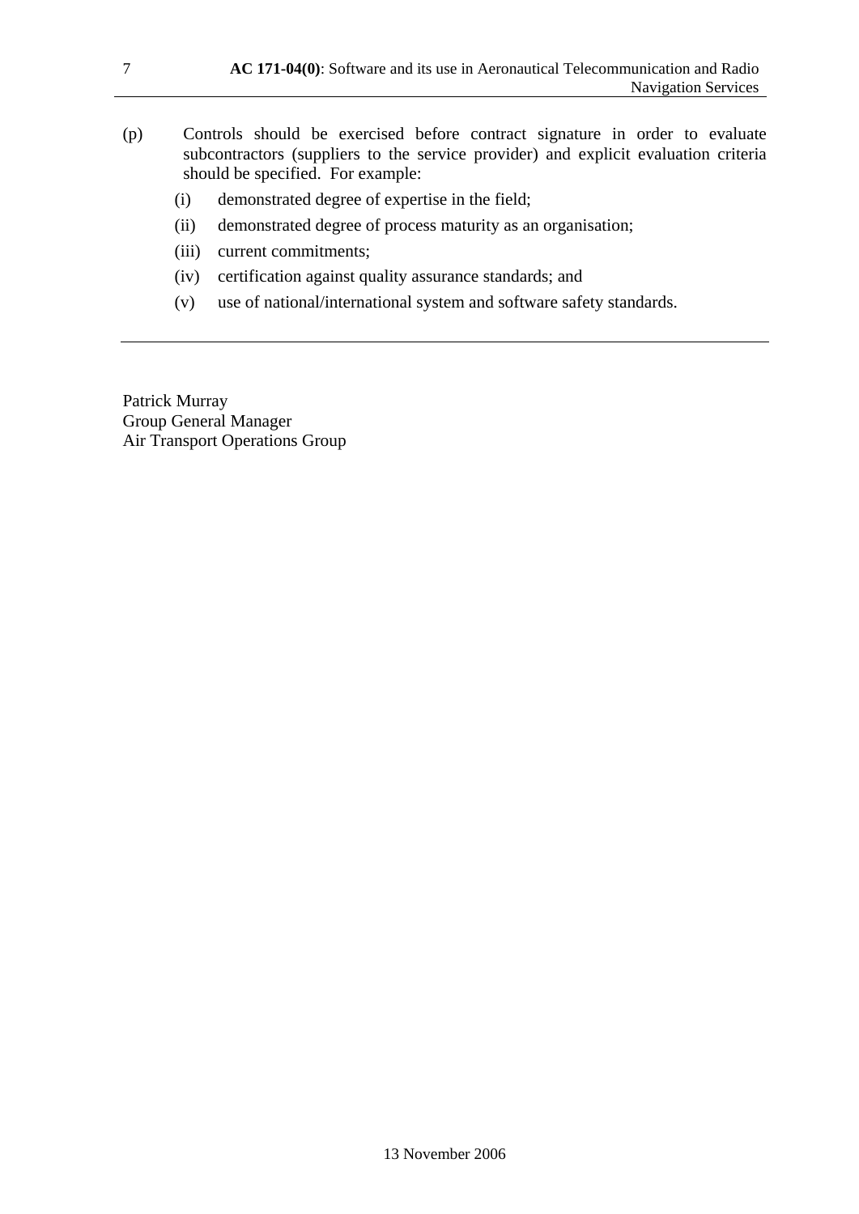(p) Controls should be exercised before contract signature in order to evaluate subcontractors (suppliers to the service provider) and explicit evaluation criteria should be specified. For example:

   (i) demonstrated degree of expertise in the field;

   (ii) demonstrated degree of process maturity as an organisation;

   (iii) current commitments;

   (iv) certification against quality assurance standards; and

   (v) use of national/international system and software safety standards.

---

Patrick Murray
Group General Manager
Air Transport Operations Group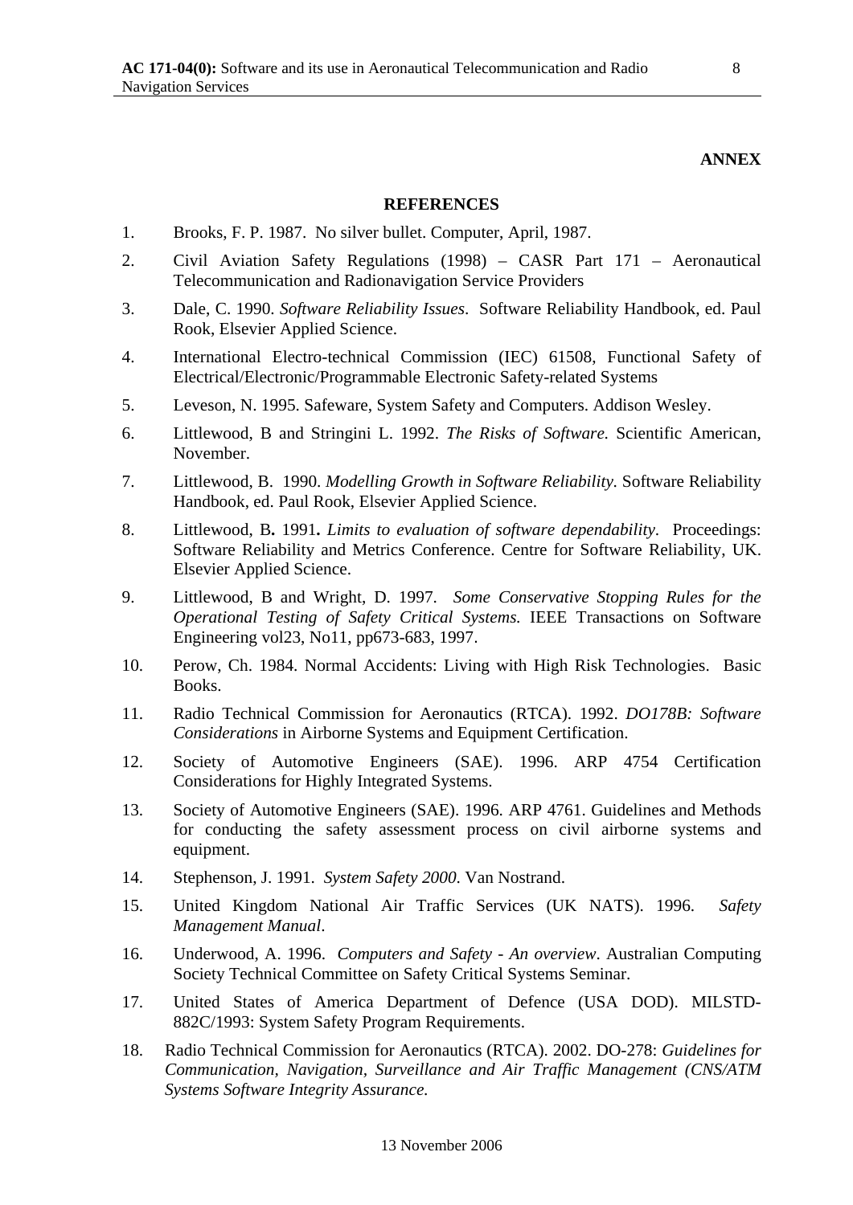**ANNEX**

## REFERENCES

1. Brooks, F. P. 1987. No silver bullet. Computer, April, 1987.
2. Civil Aviation Safety Regulations (1998) – CASR Part 171 – Aeronautical Telecommunication and Radionavigation Service Providers
3. Dale, C. 1990. *Software Reliability Issues*. Software Reliability Handbook, ed. Paul Rook, Elsevier Applied Science.
4. International Electro-technical Commission (IEC) 61508, Functional Safety of Electrical/Electronic/Programmable Electronic Safety-related Systems
5. Leveson, N. 1995. Safeware, System Safety and Computers. Addison Wesley.
6. Littlewood, B and Stringini L. 1992. *The Risks of Software.* Scientific American, November.
7. Littlewood, B. 1990. *Modelling Growth in Software Reliability*. Software Reliability Handbook, ed. Paul Rook, Elsevier Applied Science.
8. Littlewood, B**.** 1991**.** *Limits to evaluation of software dependability*. Proceedings: Software Reliability and Metrics Conference. Centre for Software Reliability, UK. Elsevier Applied Science.
9. Littlewood, B and Wright, D. 1997. *Some Conservative Stopping Rules for the Operational Testing of Safety Critical Systems.* IEEE Transactions on Software Engineering vol23, No11, pp673-683, 1997.
10. Perow, Ch. 1984. Normal Accidents: Living with High Risk Technologies. Basic Books.
11. Radio Technical Commission for Aeronautics (RTCA). 1992. *DO178B: Software Considerations* in Airborne Systems and Equipment Certification.
12. Society of Automotive Engineers (SAE). 1996. ARP 4754 Certification Considerations for Highly Integrated Systems.
13. Society of Automotive Engineers (SAE). 1996. ARP 4761. Guidelines and Methods for conducting the safety assessment process on civil airborne systems and equipment.
14. Stephenson, J. 1991. *System Safety 2000*. Van Nostrand.
15. United Kingdom National Air Traffic Services (UK NATS). 1996. *Safety Management Manual*.
16. Underwood, A. 1996. *Computers and Safety - An overview*. Australian Computing Society Technical Committee on Safety Critical Systems Seminar.
17. United States of America Department of Defence (USA DOD). MILSTD-882C/1993: System Safety Program Requirements.
18. Radio Technical Commission for Aeronautics (RTCA). 2002. DO-278: *Guidelines for Communication, Navigation, Surveillance and Air Traffic Management (CNS/ATM Systems Software Integrity Assurance.*